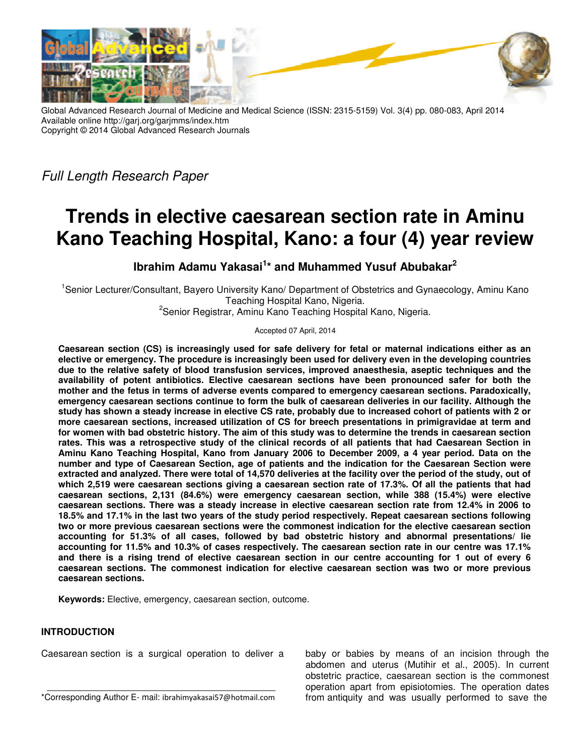Global Advanced Research Journal of Medicine and Medical Science (ISSN: 2315-5159) Vol. 3(4) pp. 080-083, April 2014
Available online http://garj.org/garjmms/index.htm
Copyright © 2014 Global Advanced Research Journals

*Full Length Research Paper*

# Trends in elective caesarean section rate in Aminu Kano Teaching Hospital, Kano: a four (4) year review

**Ibrahim Adamu Yakasai[1]* and Muhammed Yusuf Abubakar[2]**

[1]Senior Lecturer/Consultant, Bayero University Kano/ Department of Obstetrics and Gynaecology, Aminu Kano Teaching Hospital Kano, Nigeria.
[2]Senior Registrar, Aminu Kano Teaching Hospital Kano, Nigeria.

Accepted 07 April, 2014

**Caesarean section (CS) is increasingly used for safe delivery for fetal or maternal indications either as an elective or emergency. The procedure is increasingly been used for delivery even in the developing countries due to the relative safety of blood transfusion services, improved anaesthesia, aseptic techniques and the availability of potent antibiotics. Elective caesarean sections have been pronounced safer for both the mother and the fetus in terms of adverse events compared to emergency caesarean sections. Paradoxically, emergency caesarean sections continue to form the bulk of caesarean deliveries in our facility. Although the study has shown a steady increase in elective CS rate, probably due to increased cohort of patients with 2 or more caesarean sections, increased utilization of CS for breech presentations in primigravidae at term and for women with bad obstetric history. The aim of this study was to determine the trends in caesarean section rates. This was a retrospective study of the clinical records of all patients that had Caesarean Section in Aminu Kano Teaching Hospital, Kano from January 2006 to December 2009, a 4 year period. Data on the number and type of Caesarean Section, age of patients and the indication for the Caesarean Section were extracted and analyzed. There were total of 14,570 deliveries at the facility over the period of the study, out of which 2,519 were caesarean sections giving a caesarean section rate of 17.3%. Of all the patients that had caesarean sections, 2,131 (84.6%) were emergency caesarean section, while 388 (15.4%) were elective caesarean sections. There was a steady increase in elective caesarean section rate from 12.4% in 2006 to 18.5% and 17.1% in the last two years of the study period respectively. Repeat caesarean sections following two or more previous caesarean sections were the commonest indication for the elective caesarean section accounting for 51.3% of all cases, followed by bad obstetric history and abnormal presentations/ lie accounting for 11.5% and 10.3% of cases respectively. The caesarean section rate in our centre was 17.1% and there is a rising trend of elective caesarean section in our centre accounting for 1 out of every 6 caesarean sections. The commonest indication for elective caesarean section was two or more previous caesarean sections.**

**Keywords:** Elective, emergency, caesarean section, outcome.

## INTRODUCTION

Caesarean section is a surgical operation to deliver a baby or babies by means of an incision through the abdomen and uterus (Mutihir et al., 2005). In current obstetric practice, caesarean section is the commonest operation apart from episiotomies. The operation dates from antiquity and was usually performed to save the

*Corresponding Author E- mail: ibrahimyakasai57@hotmail.com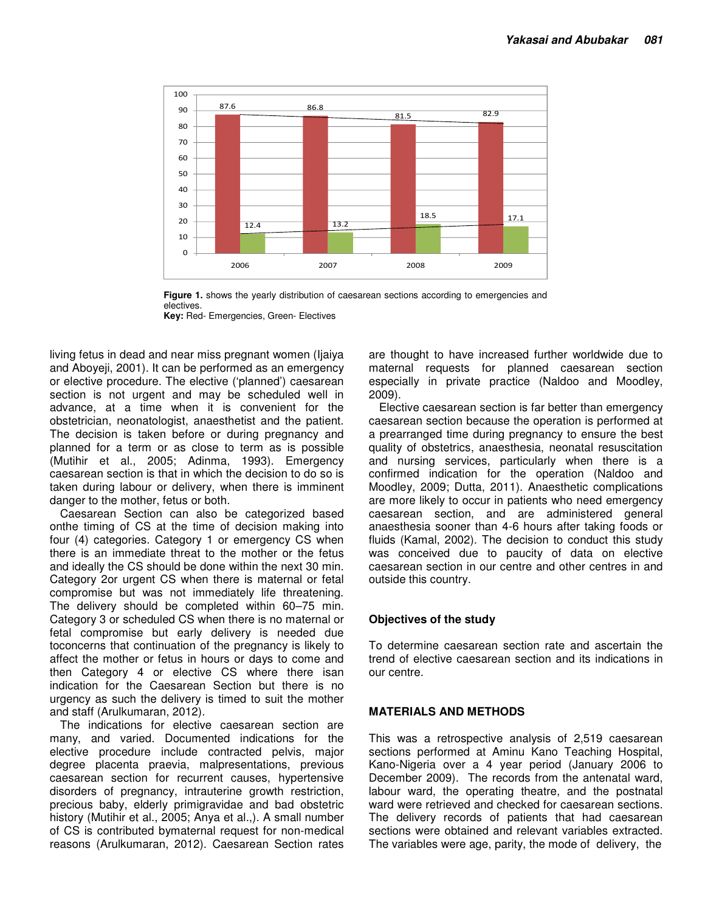**Figure 1.** shows the yearly distribution of caesarean sections according to emergencies and electives.
**Key:** Red- Emergencies, Green- Electives

living fetus in dead and near miss pregnant women (Ijaiya and Aboyeji, 2001). It can be performed as an emergency or elective procedure. The elective ('planned') caesarean section is not urgent and may be scheduled well in advance, at a time when it is convenient for the obstetrician, neonatologist, anaesthetist and the patient. The decision is taken before or during pregnancy and planned for a term or as close to term as is possible (Mutihir et al., 2005; Adinma, 1993). Emergency caesarean section is that in which the decision to do so is taken during labour or delivery, when there is imminent danger to the mother, fetus or both.

Caesarean Section can also be categorized based onthe timing of CS at the time of decision making into four (4) categories. Category 1 or emergency CS when there is an immediate threat to the mother or the fetus and ideally the CS should be done within the next 30 min. Category 2or urgent CS when there is maternal or fetal compromise but was not immediately life threatening. The delivery should be completed within 60–75 min. Category 3 or scheduled CS when there is no maternal or fetal compromise but early delivery is needed due toconcerns that continuation of the pregnancy is likely to affect the mother or fetus in hours or days to come and then Category 4 or elective CS where there isan indication for the Caesarean Section but there is no urgency as such the delivery is timed to suit the mother and staff (Arulkumaran, 2012).

The indications for elective caesarean section are many, and varied. Documented indications for the elective procedure include contracted pelvis, major degree placenta praevia, malpresentations, previous caesarean section for recurrent causes, hypertensive disorders of pregnancy, intrauterine growth restriction, precious baby, elderly primigravidae and bad obstetric history (Mutihir et al., 2005; Anya et al.,). A small number of CS is contributed bymaternal request for non-medical reasons (Arulkumaran, 2012). Caesarean Section rates are thought to have increased further worldwide due to maternal requests for planned caesarean section especially in private practice (Naldoo and Moodley, 2009).

Elective caesarean section is far better than emergency caesarean section because the operation is performed at a prearranged time during pregnancy to ensure the best quality of obstetrics, anaesthesia, neonatal resuscitation and nursing services, particularly when there is a confirmed indication for the operation (Naldoo and Moodley, 2009; Dutta, 2011). Anaesthetic complications are more likely to occur in patients who need emergency caesarean section, and are administered general anaesthesia sooner than 4-6 hours after taking foods or fluids (Kamal, 2002). The decision to conduct this study was conceived due to paucity of data on elective caesarean section in our centre and other centres in and outside this country.

## Objectives of the study

To determine caesarean section rate and ascertain the trend of elective caesarean section and its indications in our centre.

## MATERIALS AND METHODS

This was a retrospective analysis of 2,519 caesarean sections performed at Aminu Kano Teaching Hospital, Kano-Nigeria over a 4 year period (January 2006 to December 2009). The records from the antenatal ward, labour ward, the operating theatre, and the postnatal ward were retrieved and checked for caesarean sections. The delivery records of patients that had caesarean sections were obtained and relevant variables extracted. The variables were age, parity, the mode of delivery, the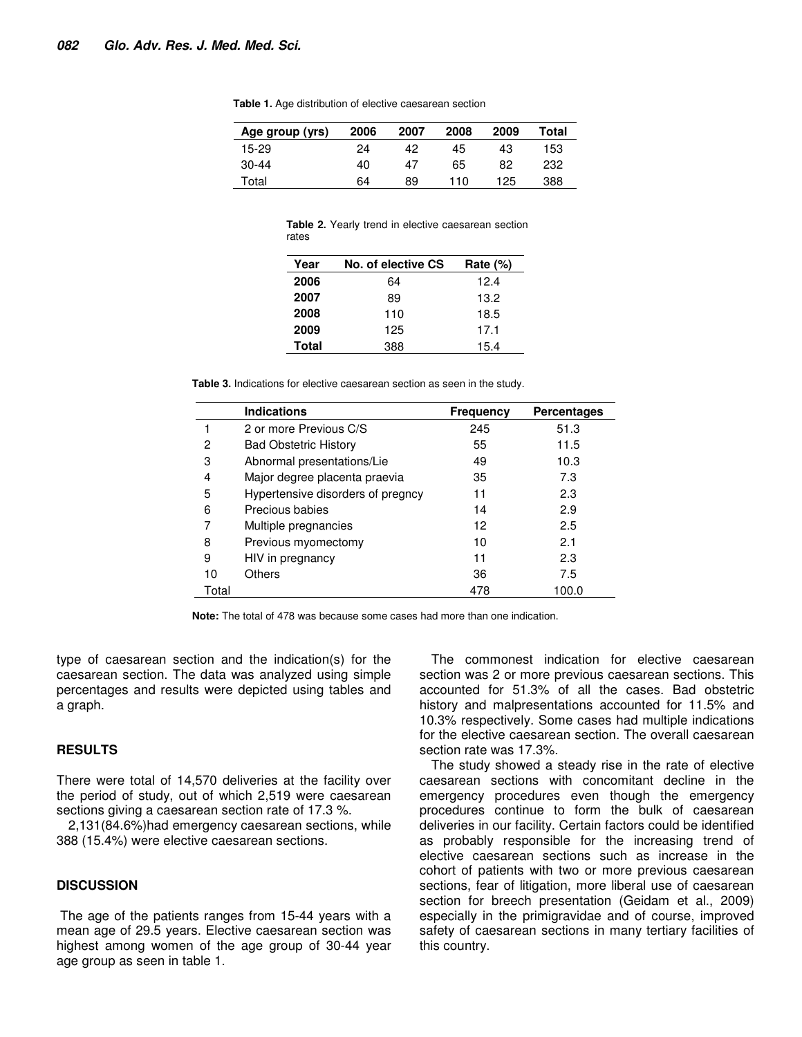**Table 1.** Age distribution of elective caesarean section

| Age group (yrs) | 2006 | 2007 | 2008 | 2009 | Total |
|---|---|---|---|---|---|
| 15-29 | 24 | 42 | 45 | 43 | 153 |
| 30-44 | 40 | 47 | 65 | 82 | 232 |
| Total | 64 | 89 | 110 | 125 | 388 |

**Table 2.** Yearly trend in elective caesarean section rates

| Year | No. of elective CS | Rate (%) |
|---|---|---|
| **2006** | 64 | 12.4 |
| **2007** | 89 | 13.2 |
| **2008** | 110 | 18.5 |
| **2009** | 125 | 17.1 |
| **Total** | 388 | 15.4 |

**Table 3.** Indications for elective caesarean section as seen in the study.

| | Indications | Frequency | Percentages |
|---|---|---|---|
| 1 | 2 or more Previous C/S | 245 | 51.3 |
| 2 | Bad Obstetric History | 55 | 11.5 |
| 3 | Abnormal presentations/Lie | 49 | 10.3 |
| 4 | Major degree placenta praevia | 35 | 7.3 |
| 5 | Hypertensive disorders of pregncy | 11 | 2.3 |
| 6 | Precious babies | 14 | 2.9 |
| 7 | Multiple pregnancies | 12 | 2.5 |
| 8 | Previous myomectomy | 10 | 2.1 |
| 9 | HIV in pregnancy | 11 | 2.3 |
| 10 | Others | 36 | 7.5 |
| Total | | 478 | 100.0 |

**Note:** The total of 478 was because some cases had more than one indication.

type of caesarean section and the indication(s) for the caesarean section. The data was analyzed using simple percentages and results were depicted using tables and a graph.

## RESULTS

There were total of 14,570 deliveries at the facility over the period of study, out of which 2,519 were caesarean sections giving a caesarean section rate of 17.3 %.

2,131(84.6%)had emergency caesarean sections, while 388 (15.4%) were elective caesarean sections.

## DISCUSSION

The age of the patients ranges from 15-44 years with a mean age of 29.5 years. Elective caesarean section was highest among women of the age group of 30-44 year age group as seen in table 1.

The commonest indication for elective caesarean section was 2 or more previous caesarean sections. This accounted for 51.3% of all the cases. Bad obstetric history and malpresentations accounted for 11.5% and 10.3% respectively. Some cases had multiple indications for the elective caesarean section. The overall caesarean section rate was 17.3%.

The study showed a steady rise in the rate of elective caesarean sections with concomitant decline in the emergency procedures even though the emergency procedures continue to form the bulk of caesarean deliveries in our facility. Certain factors could be identified as probably responsible for the increasing trend of elective caesarean sections such as increase in the cohort of patients with two or more previous caesarean sections, fear of litigation, more liberal use of caesarean section for breech presentation (Geidam et al., 2009) especially in the primigravidae and of course, improved safety of caesarean sections in many tertiary facilities of this country.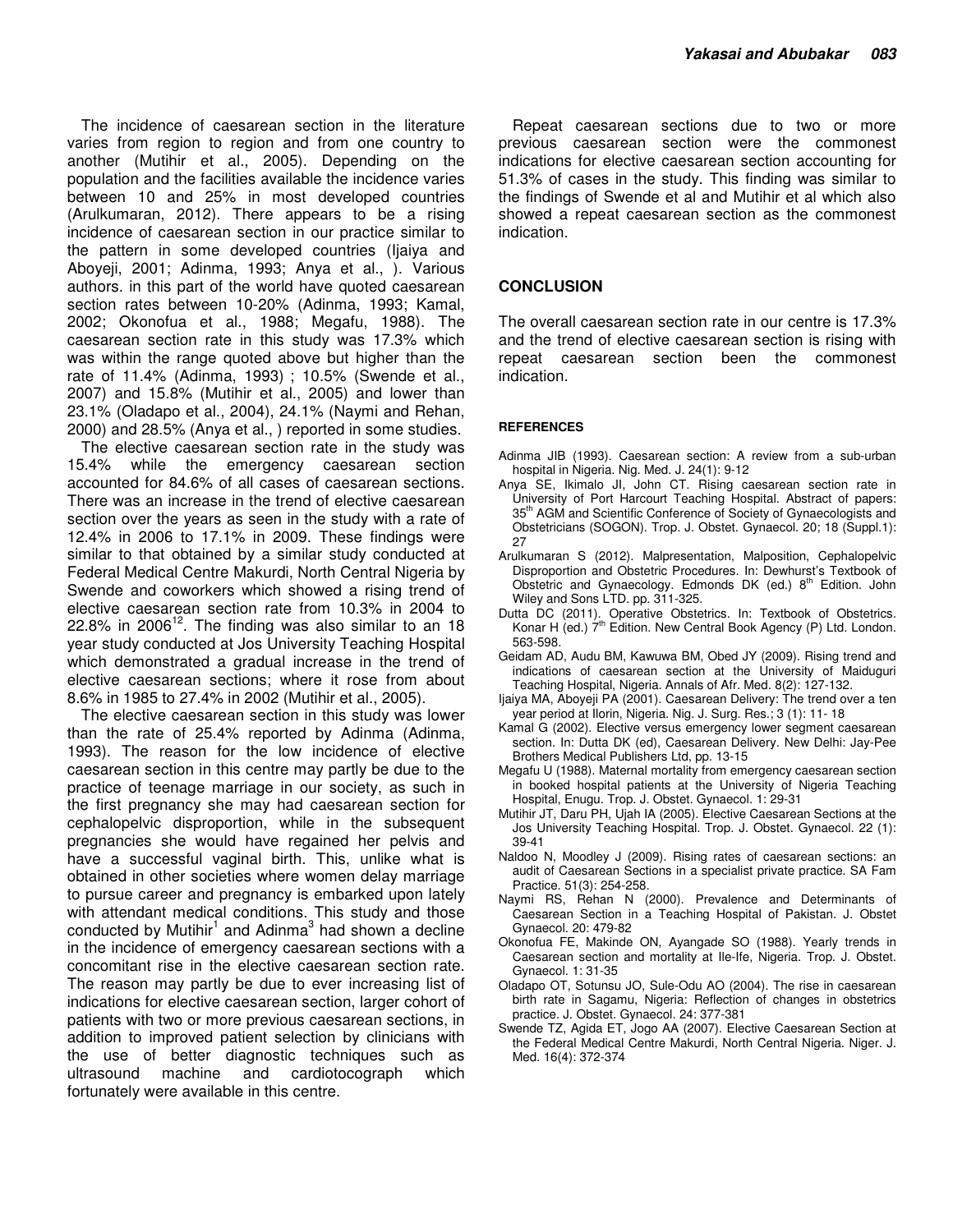The incidence of caesarean section in the literature varies from region to region and from one country to another (Mutihir et al., 2005). Depending on the population and the facilities available the incidence varies between 10 and 25% in most developed countries (Arulkumaran, 2012). There appears to be a rising incidence of caesarean section in our practice similar to the pattern in some developed countries (Ijaiya and Aboyeji, 2001; Adinma, 1993; Anya et al., ). Various authors. in this part of the world have quoted caesarean section rates between 10-20% (Adinma, 1993; Kamal, 2002; Okonofua et al., 1988; Megafu, 1988). The caesarean section rate in this study was 17.3% which was within the range quoted above but higher than the rate of 11.4% (Adinma, 1993) ; 10.5% (Swende et al., 2007) and 15.8% (Mutihir et al., 2005) and lower than 23.1% (Oladapo et al., 2004), 24.1% (Naymi and Rehan, 2000) and 28.5% (Anya et al., ) reported in some studies.

The elective caesarean section rate in the study was 15.4% while the emergency caesarean section accounted for 84.6% of all cases of caesarean sections. There was an increase in the trend of elective caesarean section over the years as seen in the study with a rate of 12.4% in 2006 to 17.1% in 2009. These findings were similar to that obtained by a similar study conducted at Federal Medical Centre Makurdi, North Central Nigeria by Swende and coworkers which showed a rising trend of elective caesarean section rate from 10.3% in 2004 to 22.8% in 2006[12]. The finding was also similar to an 18 year study conducted at Jos University Teaching Hospital which demonstrated a gradual increase in the trend of elective caesarean sections; where it rose from about 8.6% in 1985 to 27.4% in 2002 (Mutihir et al., 2005).

The elective caesarean section in this study was lower than the rate of 25.4% reported by Adinma (Adinma, 1993). The reason for the low incidence of elective caesarean section in this centre may partly be due to the practice of teenage marriage in our society, as such in the first pregnancy she may had caesarean section for cephalopelvic disproportion, while in the subsequent pregnancies she would have regained her pelvis and have a successful vaginal birth. This, unlike what is obtained in other societies where women delay marriage to pursue career and pregnancy is embarked upon lately with attendant medical conditions. This study and those conducted by Mutihir[1] and Adinma[3] had shown a decline in the incidence of emergency caesarean sections with a concomitant rise in the elective caesarean section rate. The reason may partly be due to ever increasing list of indications for elective caesarean section, larger cohort of patients with two or more previous caesarean sections, in addition to improved patient selection by clinicians with the use of better diagnostic techniques such as ultrasound machine and cardiotocograph which fortunately were available in this centre.

Repeat caesarean sections due to two or more previous caesarean section were the commonest indications for elective caesarean section accounting for 51.3% of cases in the study. This finding was similar to the findings of Swende et al and Mutihir et al which also showed a repeat caesarean section as the commonest indication.

## CONCLUSION

The overall caesarean section rate in our centre is 17.3% and the trend of elective caesarean section is rising with repeat caesarean section been the commonest indication.

#### REFERENCES

Adinma JIB (1993). Caesarean section: A review from a sub-urban hospital in Nigeria. Nig. Med. J. 24(1): 9-12

Anya SE, Ikimalo JI, John CT. Rising caesarean section rate in University of Port Harcourt Teaching Hospital. Abstract of papers: 35th AGM and Scientific Conference of Society of Gynaecologists and Obstetricians (SOGON). Trop. J. Obstet. Gynaecol. 20; 18 (Suppl.1): 27

Arulkumaran S (2012). Malpresentation, Malposition, Cephalopelvic Disproportion and Obstetric Procedures. In: Dewhurst's Textbook of Obstetric and Gynaecology. Edmonds DK (ed.) 8th Edition. John Wiley and Sons LTD. pp. 311-325.

Dutta DC (2011). Operative Obstetrics. In: Textbook of Obstetrics. Konar H (ed.) 7th Edition. New Central Book Agency (P) Ltd. London. 563-598.

Geidam AD, Audu BM, Kawuwa BM, Obed JY (2009). Rising trend and indications of caesarean section at the University of Maiduguri Teaching Hospital, Nigeria. Annals of Afr. Med. 8(2): 127-132.

Ijaiya MA, Aboyeji PA (2001). Caesarean Delivery: The trend over a ten year period at Ilorin, Nigeria. Nig. J. Surg. Res.; 3 (1): 11- 18

Kamal G (2002). Elective versus emergency lower segment caesarean section. In: Dutta DK (ed), Caesarean Delivery. New Delhi: Jay-Pee Brothers Medical Publishers Ltd, pp. 13-15

Megafu U (1988). Maternal mortality from emergency caesarean section in booked hospital patients at the University of Nigeria Teaching Hospital, Enugu. Trop. J. Obstet. Gynaecol. 1: 29-31

Mutihir JT, Daru PH, Ujah IA (2005). Elective Caesarean Sections at the Jos University Teaching Hospital. Trop. J. Obstet. Gynaecol. 22 (1): 39-41

Naldoo N, Moodley J (2009). Rising rates of caesarean sections: an audit of Caesarean Sections in a specialist private practice. SA Fam Practice. 51(3): 254-258.

Naymi RS, Rehan N (2000). Prevalence and Determinants of Caesarean Section in a Teaching Hospital of Pakistan. J. Obstet Gynaecol. 20: 479-82

Okonofua FE, Makinde ON, Ayangade SO (1988). Yearly trends in Caesarean section and mortality at Ile-Ife, Nigeria. Trop. J. Obstet. Gynaecol. 1: 31-35

Oladapo OT, Sotunsu JO, Sule-Odu AO (2004). The rise in caesarean birth rate in Sagamu, Nigeria: Reflection of changes in obstetrics practice. J. Obstet. Gynaecol. 24: 377-381

Swende TZ, Agida ET, Jogo AA (2007). Elective Caesarean Section at the Federal Medical Centre Makurdi, North Central Nigeria. Niger. J. Med. 16(4): 372-374